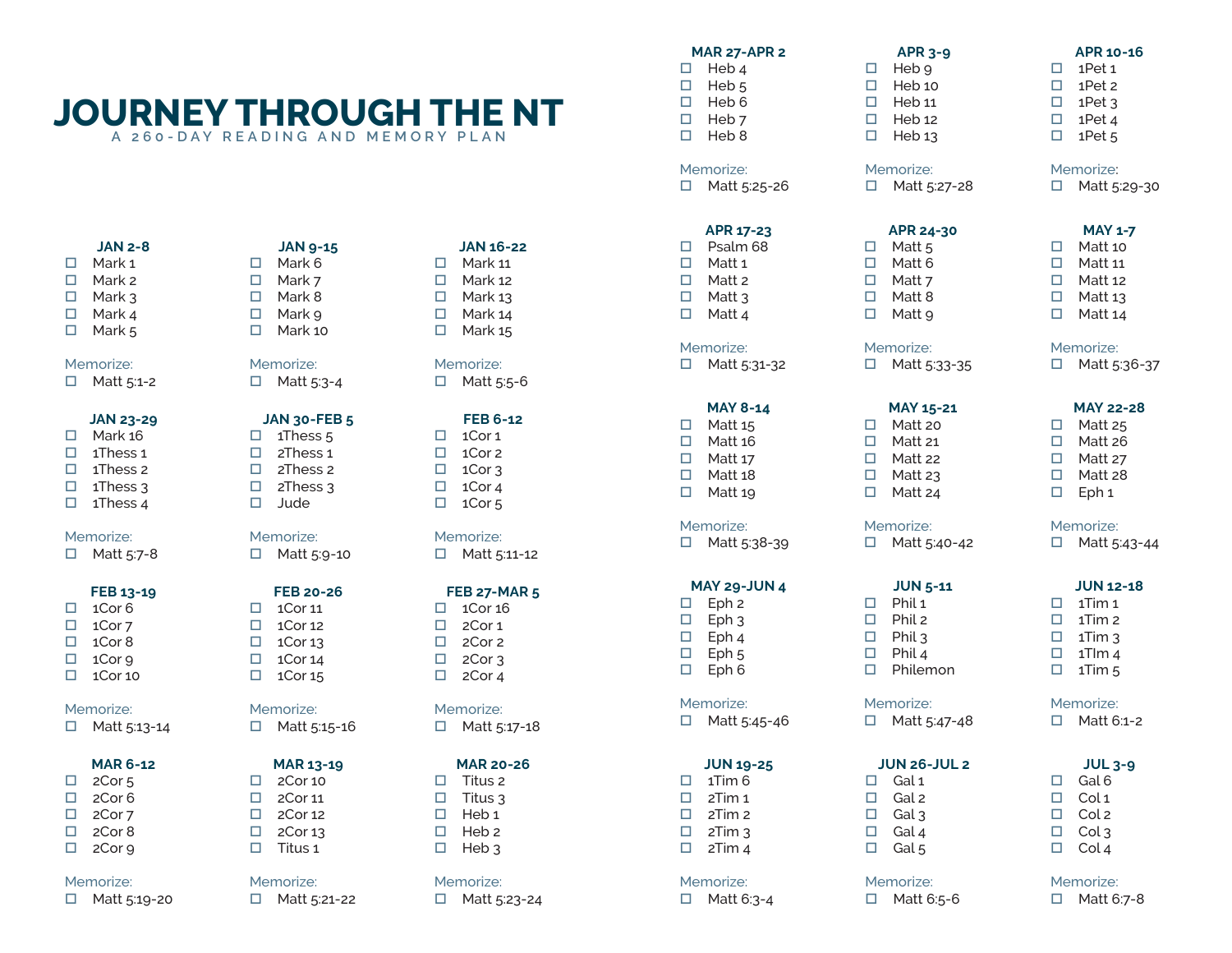# JOURNEY THROUGH THE NT

A 260-DAY READING AND MEMORY PLAN

### JAN 2-8
- ☐ Mark 1
- ☐ Mark 2
- ☐ Mark 3
- ☐ Mark 4
- ☐ Mark 5

Memorize:
- ☐ Matt 5:1-2

### JAN 9-15
- ☐ Mark 6
- ☐ Mark 7
- ☐ Mark 8
- ☐ Mark 9
- ☐ Mark 10

Memorize:
- ☐ Matt 5:3-4

### JAN 16-22
- ☐ Mark 11
- ☐ Mark 12
- ☐ Mark 13
- ☐ Mark 14
- ☐ Mark 15

Memorize:
- ☐ Matt 5:5-6

### JAN 23-29
- ☐ Mark 16
- ☐ 1Thess 1
- ☐ 1Thess 2
- ☐ 1Thess 3
- ☐ 1Thess 4

Memorize:
- ☐ Matt 5:7-8

### JAN 30-FEB 5
- ☐ 1Thess 5
- ☐ 2Thess 1
- ☐ 2Thess 2
- ☐ 2Thess 3
- ☐ Jude

Memorize:
- ☐ Matt 5:9-10

### FEB 6-12
- ☐ 1Cor 1
- ☐ 1Cor 2
- ☐ 1Cor 3
- ☐ 1Cor 4
- ☐ 1Cor 5

Memorize:
- ☐ Matt 5:11-12

### FEB 13-19
- ☐ 1Cor 6
- ☐ 1Cor 7
- ☐ 1Cor 8
- ☐ 1Cor 9
- ☐ 1Cor 10

Memorize:
- ☐ Matt 5:13-14

### FEB 20-26
- ☐ 1Cor 11
- ☐ 1Cor 12
- ☐ 1Cor 13
- ☐ 1Cor 14
- ☐ 1Cor 15

Memorize:
- ☐ Matt 5:15-16

### FEB 27-MAR 5
- ☐ 1Cor 16
- ☐ 2Cor 1
- ☐ 2Cor 2
- ☐ 2Cor 3
- ☐ 2Cor 4

Memorize:
- ☐ Matt 5:17-18

### MAR 6-12
- ☐ 2Cor 5
- ☐ 2Cor 6
- ☐ 2Cor 7
- ☐ 2Cor 8
- ☐ 2Cor 9

Memorize:
- ☐ Matt 5:19-20

### MAR 13-19
- ☐ 2Cor 10
- ☐ 2Cor 11
- ☐ 2Cor 12
- ☐ 2Cor 13
- ☐ Titus 1

Memorize:
- ☐ Matt 5:21-22

### MAR 20-26
- ☐ Titus 2
- ☐ Titus 3
- ☐ Heb 1
- ☐ Heb 2
- ☐ Heb 3

Memorize:
- ☐ Matt 5:23-24

### MAR 27-APR 2
- ☐ Heb 4
- ☐ Heb 5
- ☐ Heb 6
- ☐ Heb 7
- ☐ Heb 8

Memorize:
- ☐ Matt 5:25-26

### APR 3-9
- ☐ Heb 9
- ☐ Heb 10
- ☐ Heb 11
- ☐ Heb 12
- ☐ Heb 13

Memorize:
- ☐ Matt 5:27-28

### APR 10-16
- ☐ 1Pet 1
- ☐ 1Pet 2
- ☐ 1Pet 3
- ☐ 1Pet 4
- ☐ 1Pet 5

Memorize:
- ☐ Matt 5:29-30

### APR 17-23
- ☐ Psalm 68
- ☐ Matt 1
- ☐ Matt 2
- ☐ Matt 3
- ☐ Matt 4

Memorize:
- ☐ Matt 5:31-32

### APR 24-30
- ☐ Matt 5
- ☐ Matt 6
- ☐ Matt 7
- ☐ Matt 8
- ☐ Matt 9

Memorize:
- ☐ Matt 5:33-35

### MAY 1-7
- ☐ Matt 10
- ☐ Matt 11
- ☐ Matt 12
- ☐ Matt 13
- ☐ Matt 14

Memorize:
- ☐ Matt 5:36-37

### MAY 8-14
- ☐ Matt 15
- ☐ Matt 16
- ☐ Matt 17
- ☐ Matt 18
- ☐ Matt 19

Memorize:
- ☐ Matt 5:38-39

### MAY 15-21
- ☐ Matt 20
- ☐ Matt 21
- ☐ Matt 22
- ☐ Matt 23
- ☐ Matt 24

Memorize:
- ☐ Matt 5:40-42

### MAY 22-28
- ☐ Matt 25
- ☐ Matt 26
- ☐ Matt 27
- ☐ Matt 28
- ☐ Eph 1

Memorize:
- ☐ Matt 5:43-44

### MAY 29-JUN 4
- ☐ Eph 2
- ☐ Eph 3
- ☐ Eph 4
- ☐ Eph 5
- ☐ Eph 6

Memorize:
- ☐ Matt 5:45-46

### JUN 5-11
- ☐ Phil 1
- ☐ Phil 2
- ☐ Phil 3
- ☐ Phil 4
- ☐ Philemon

Memorize:
- ☐ Matt 5:47-48

### JUN 12-18
- ☐ 1Tim 1
- ☐ 1Tim 2
- ☐ 1Tim 3
- ☐ 1TIm 4
- ☐ 1Tim 5

Memorize:
- ☐ Matt 6:1-2

### JUN 19-25
- ☐ 1Tim 6
- ☐ 2Tim 1
- ☐ 2Tim 2
- ☐ 2Tim 3
- ☐ 2Tim 4

Memorize:
- ☐ Matt 6:3-4

### JUN 26-JUL 2
- ☐ Gal 1
- ☐ Gal 2
- ☐ Gal 3
- ☐ Gal 4
- ☐ Gal 5

Memorize:
- ☐ Matt 6:5-6

### JUL 3-9
- ☐ Gal 6
- ☐ Col 1
- ☐ Col 2
- ☐ Col 3
- ☐ Col 4

Memorize:
- ☐ Matt 6:7-8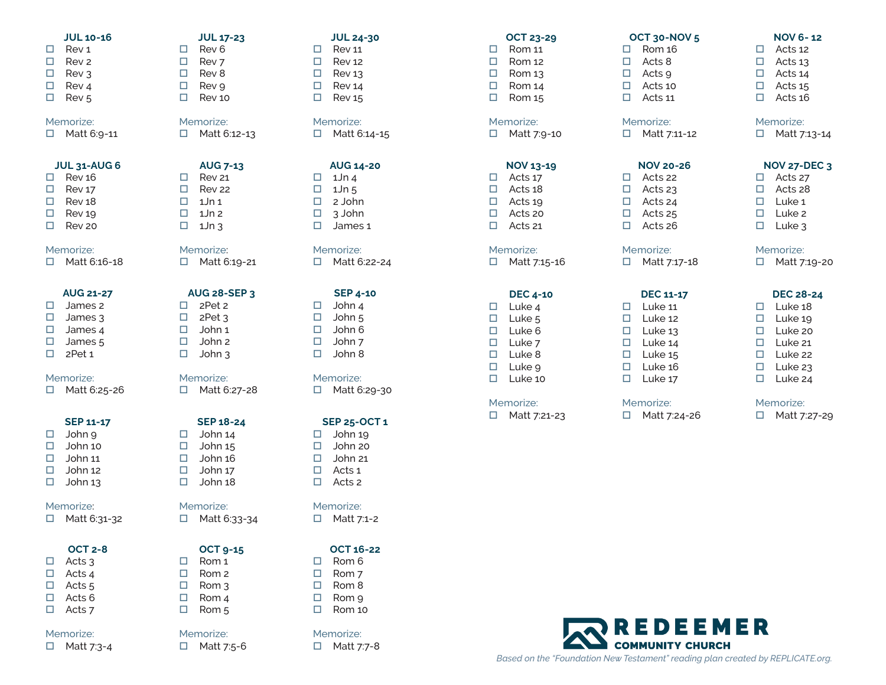**JUL 10-16**

- ☐ Rev 1
- ☐ Rev 2
- ☐ Rev 3
- ☐ Rev 4
- ☐ Rev 5

Memorize:

- ☐ Matt 6:9-11

**JUL 17-23**

- ☐ Rev 6
- ☐ Rev 7
- ☐ Rev 8
- ☐ Rev 9
- ☐ Rev 10

Memorize:

- ☐ Matt 6:12-13

**JUL 24-30**

- ☐ Rev 11
- ☐ Rev 12
- ☐ Rev 13
- ☐ Rev 14
- ☐ Rev 15

Memorize:

- ☐ Matt 6:14-15

**JUL 31-AUG 6**

- ☐ Rev 16
- ☐ Rev 17
- ☐ Rev 18
- ☐ Rev 19
- ☐ Rev 20

Memorize:

- ☐ Matt 6:16-18

**AUG 7-13**

- ☐ Rev 21
- ☐ Rev 22
- ☐ 1Jn 1
- ☐ 1Jn 2
- ☐ 1Jn 3

Memorize:

- ☐ Matt 6:19-21

**AUG 14-20**

- ☐ 1Jn 4
- ☐ 1Jn 5
- ☐ 2 John
- ☐ 3 John
- ☐ James 1

Memorize:

- ☐ Matt 6:22-24

**AUG 21-27**

- ☐ James 2
- ☐ James 3
- ☐ James 4
- ☐ James 5
- ☐ 2Pet 1

Memorize:

- ☐ Matt 6:25-26

**AUG 28-SEP 3**

- ☐ 2Pet 2
- ☐ 2Pet 3
- ☐ John 1
- ☐ John 2
- ☐ John 3

Memorize:

- ☐ Matt 6:27-28

**SEP 4-10**

- ☐ John 4
- ☐ John 5
- ☐ John 6
- ☐ John 7
- ☐ John 8

Memorize:

- ☐ Matt 6:29-30

**SEP 11-17**

- ☐ John 9
- ☐ John 10
- ☐ John 11
- ☐ John 12
- ☐ John 13

Memorize:

- ☐ Matt 6:31-32

**SEP 18-24**

- ☐ John 14
- ☐ John 15
- ☐ John 16
- ☐ John 17
- ☐ John 18

Memorize:

- ☐ Matt 6:33-34

**SEP 25-OCT 1**

- ☐ John 19
- ☐ John 20
- ☐ John 21
- ☐ Acts 1
- ☐ Acts 2

Memorize:

- ☐ Matt 7:1-2

**OCT 2-8**

- ☐ Acts 3
- ☐ Acts 4
- ☐ Acts 5
- ☐ Acts 6
- ☐ Acts 7

Memorize:

- ☐ Matt 7:3-4

**OCT 9-15**

- ☐ Rom 1
- ☐ Rom 2
- ☐ Rom 3
- ☐ Rom 4
- ☐ Rom 5

Memorize:

- ☐ Matt 7:5-6

**OCT 16-22**

- ☐ Rom 6
- ☐ Rom 7
- ☐ Rom 8
- ☐ Rom 9
- ☐ Rom 10

Memorize:

- ☐ Matt 7:7-8

**OCT 23-29**

- ☐ Rom 11
- ☐ Rom 12
- ☐ Rom 13
- ☐ Rom 14
- ☐ Rom 15

Memorize:

- ☐ Matt 7:9-10

**OCT 30-NOV 5**

- ☐ Rom 16
- ☐ Acts 8
- ☐ Acts 9
- ☐ Acts 10
- ☐ Acts 11

Memorize:

- ☐ Matt 7:11-12

**NOV 6- 12**

- ☐ Acts 12
- ☐ Acts 13
- ☐ Acts 14
- ☐ Acts 15
- ☐ Acts 16

Memorize:

- ☐ Matt 7:13-14

**NOV 13-19**

- ☐ Acts 17
- ☐ Acts 18
- ☐ Acts 19
- ☐ Acts 20
- ☐ Acts 21

Memorize:

- ☐ Matt 7:15-16

**NOV 20-26**

- ☐ Acts 22
- ☐ Acts 23
- ☐ Acts 24
- ☐ Acts 25
- ☐ Acts 26

Memorize:

- ☐ Matt 7:17-18

**NOV 27-DEC 3**

- ☐ Acts 27
- ☐ Acts 28
- ☐ Luke 1
- ☐ Luke 2
- ☐ Luke 3

Memorize:

- ☐ Matt 7:19-20

**DEC 4-10**

- ☐ Luke 4
- ☐ Luke 5
- ☐ Luke 6
- ☐ Luke 7
- ☐ Luke 8
- ☐ Luke 9
- ☐ Luke 10

Memorize:

- ☐ Matt 7:21-23

**DEC 11-17**

- ☐ Luke 11
- ☐ Luke 12
- ☐ Luke 13
- ☐ Luke 14
- ☐ Luke 15
- ☐ Luke 16
- ☐ Luke 17

Memorize:

- ☐ Matt 7:24-26

**DEC 28-24**

- ☐ Luke 18
- ☐ Luke 19
- ☐ Luke 20
- ☐ Luke 21
- ☐ Luke 22
- ☐ Luke 23
- ☐ Luke 24

Memorize:

- ☐ Matt 7:27-29

**REDEEMER**
**COMMUNITY CHURCH**

*Based on the "Foundation New Testament" reading plan created by REPLICATE.org.*